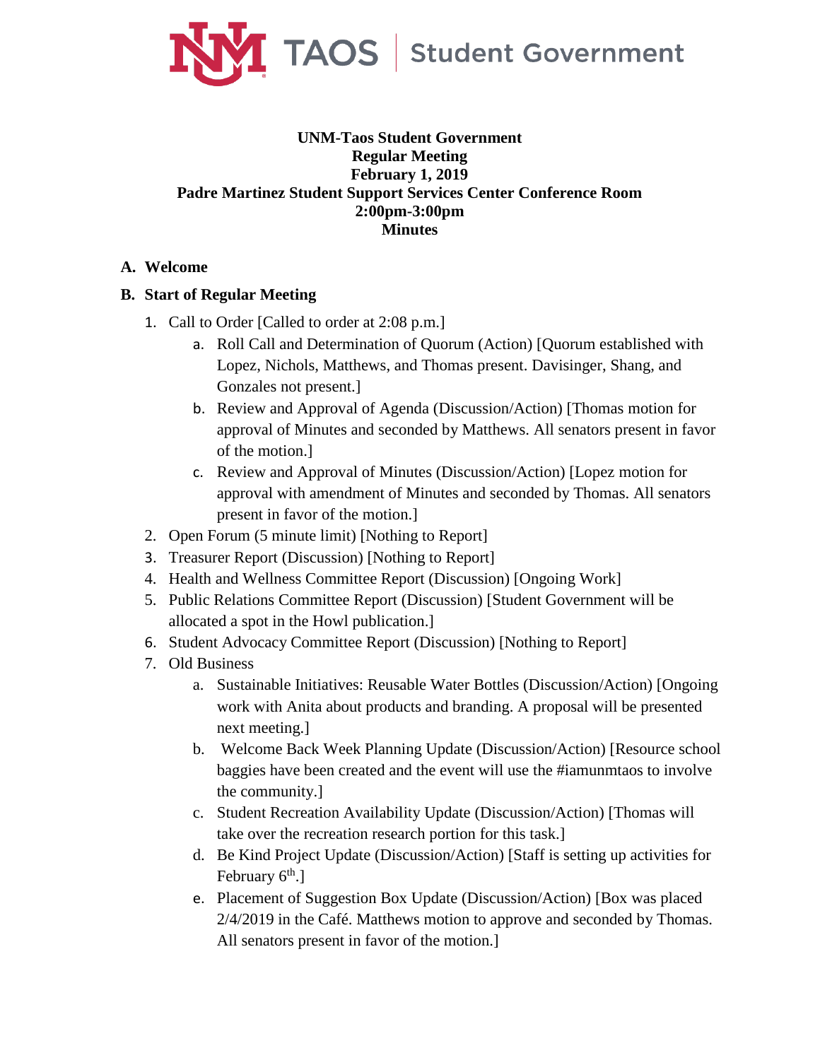NM TAOS | Student Government

**UNM-Taos Student Government**
**Regular Meeting**
**February 1, 2019**
**Padre Martinez Student Support Services Center Conference Room**
**2:00pm-3:00pm**
**Minutes**

## A. Welcome

## B. Start of Regular Meeting

1. Call to Order [Called to order at 2:08 p.m.]
    a. Roll Call and Determination of Quorum (Action) [Quorum established with Lopez, Nichols, Matthews, and Thomas present. Davisinger, Shang, and Gonzales not present.]
    b. Review and Approval of Agenda (Discussion/Action) [Thomas motion for approval of Minutes and seconded by Matthews. All senators present in favor of the motion.]
    c. Review and Approval of Minutes (Discussion/Action) [Lopez motion for approval with amendment of Minutes and seconded by Thomas. All senators present in favor of the motion.]
2. Open Forum (5 minute limit) [Nothing to Report]
3. Treasurer Report (Discussion) [Nothing to Report]
4. Health and Wellness Committee Report (Discussion) [Ongoing Work]
5. Public Relations Committee Report (Discussion) [Student Government will be allocated a spot in the Howl publication.]
6. Student Advocacy Committee Report (Discussion) [Nothing to Report]
7. Old Business
    a. Sustainable Initiatives: Reusable Water Bottles (Discussion/Action) [Ongoing work with Anita about products and branding. A proposal will be presented next meeting.]
    b. Welcome Back Week Planning Update (Discussion/Action) [Resource school baggies have been created and the event will use the #iamunmtaos to involve the community.]
    c. Student Recreation Availability Update (Discussion/Action) [Thomas will take over the recreation research portion for this task.]
    d. Be Kind Project Update (Discussion/Action) [Staff is setting up activities for February 6th.]
    e. Placement of Suggestion Box Update (Discussion/Action) [Box was placed 2/4/2019 in the Café. Matthews motion to approve and seconded by Thomas. All senators present in favor of the motion.]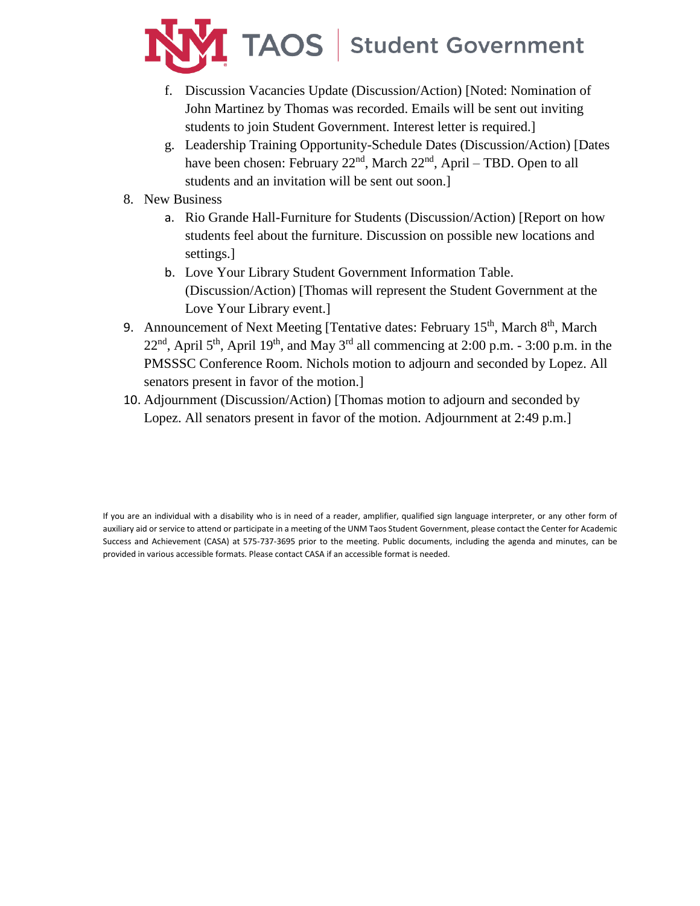f. Discussion Vacancies Update (Discussion/Action) [Noted: Nomination of John Martinez by Thomas was recorded. Emails will be sent out inviting students to join Student Government. Interest letter is required.]

g. Leadership Training Opportunity-Schedule Dates (Discussion/Action) [Dates have been chosen: February 22nd, March 22nd, April – TBD. Open to all students and an invitation will be sent out soon.]

8. New Business

    a. Rio Grande Hall-Furniture for Students (Discussion/Action) [Report on how students feel about the furniture. Discussion on possible new locations and settings.]

    b. Love Your Library Student Government Information Table. (Discussion/Action) [Thomas will represent the Student Government at the Love Your Library event.]

9. Announcement of Next Meeting [Tentative dates: February 15th, March 8th, March 22nd, April 5th, April 19th, and May 3rd all commencing at 2:00 p.m. - 3:00 p.m. in the PMSSSC Conference Room. Nichols motion to adjourn and seconded by Lopez. All senators present in favor of the motion.]

10. Adjournment (Discussion/Action) [Thomas motion to adjourn and seconded by Lopez. All senators present in favor of the motion. Adjournment at 2:49 p.m.]

If you are an individual with a disability who is in need of a reader, amplifier, qualified sign language interpreter, or any other form of auxiliary aid or service to attend or participate in a meeting of the UNM Taos Student Government, please contact the Center for Academic Success and Achievement (CASA) at 575-737-3695 prior to the meeting. Public documents, including the agenda and minutes, can be provided in various accessible formats. Please contact CASA if an accessible format is needed.